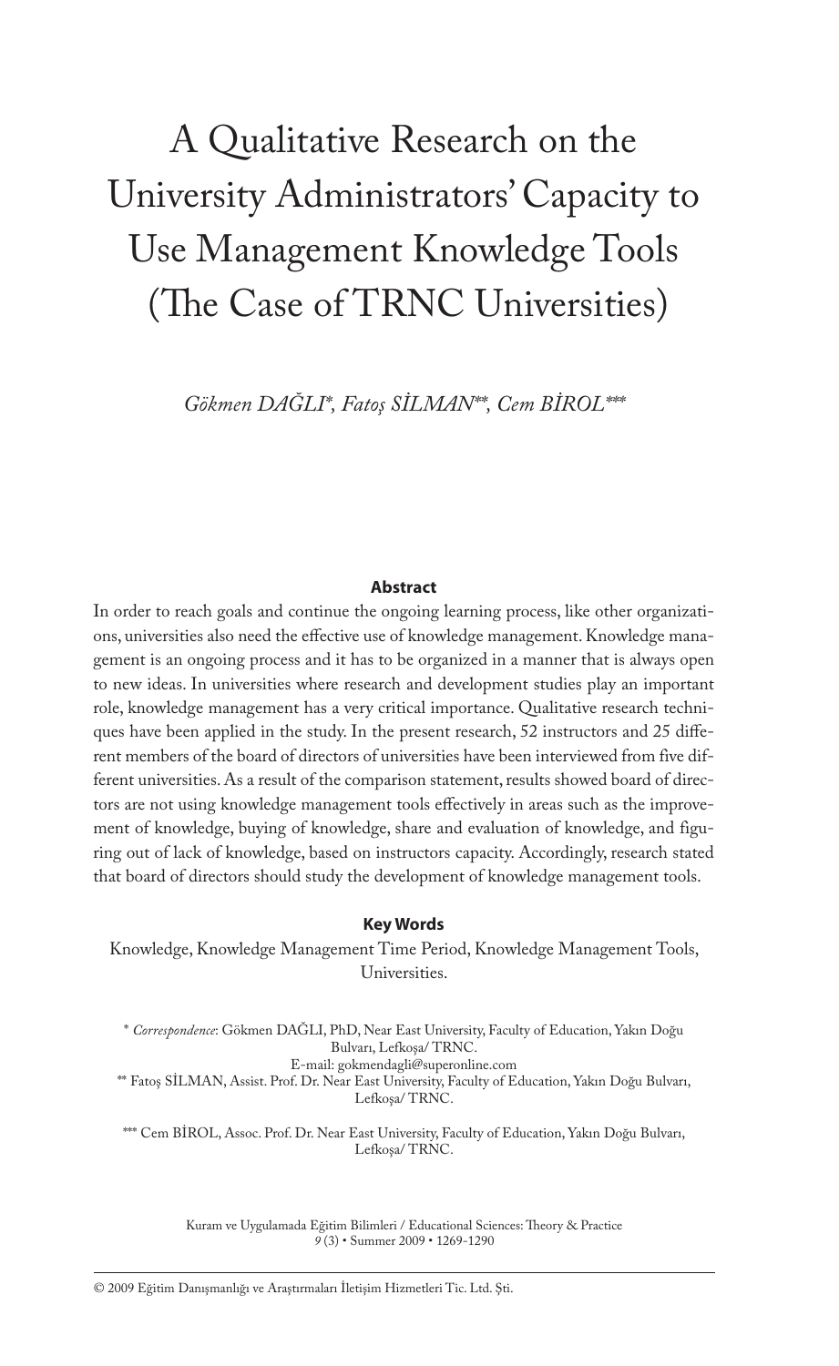# A Qualitative Research on the University Administrators' Capacity to Use Management Knowledge Tools (The Case of TRNC Universities)

*Gökmen DAĞLI*, Fatoş SİLMAN**, Cem BİROL****

**Abstract**

In order to reach goals and continue the ongoing learning process, like other organizations, universities also need the effective use of knowledge management. Knowledge management is an ongoing process and it has to be organized in a manner that is always open to new ideas. In universities where research and development studies play an important role, knowledge management has a very critical importance. Qualitative research techniques have been applied in the study. In the present research, 52 instructors and 25 different members of the board of directors of universities have been interviewed from five different universities. As a result of the comparison statement, results showed board of directors are not using knowledge management tools effectively in areas such as the improvement of knowledge, buying of knowledge, share and evaluation of knowledge, and figuring out of lack of knowledge, based on instructors capacity. Accordingly, research stated that board of directors should study the development of knowledge management tools.

**Key Words**

Knowledge, Knowledge Management Time Period, Knowledge Management Tools, Universities.

\* *Correspondence*: Gökmen DAĞLI, PhD, Near East University, Faculty of Education, Yakın Doğu Bulvarı, Lefkoşa/ TRNC.
E-mail: gokmendagli@superonline.com

\** Fatoş SİLMAN, Assist. Prof. Dr. Near East University, Faculty of Education, Yakın Doğu Bulvarı, Lefkoşa/ TRNC.

\*** Cem BİROL, Assoc. Prof. Dr. Near East University, Faculty of Education, Yakın Doğu Bulvarı, Lefkoşa/ TRNC.

Kuram ve Uygulamada Eğitim Bilimleri / Educational Sciences: Theory & Practice
*9* (3) • Summer 2009 • 1269-1290

© 2009 Eğitim Danışmanlığı ve Araştırmaları İletişim Hizmetleri Tic. Ltd. Şti.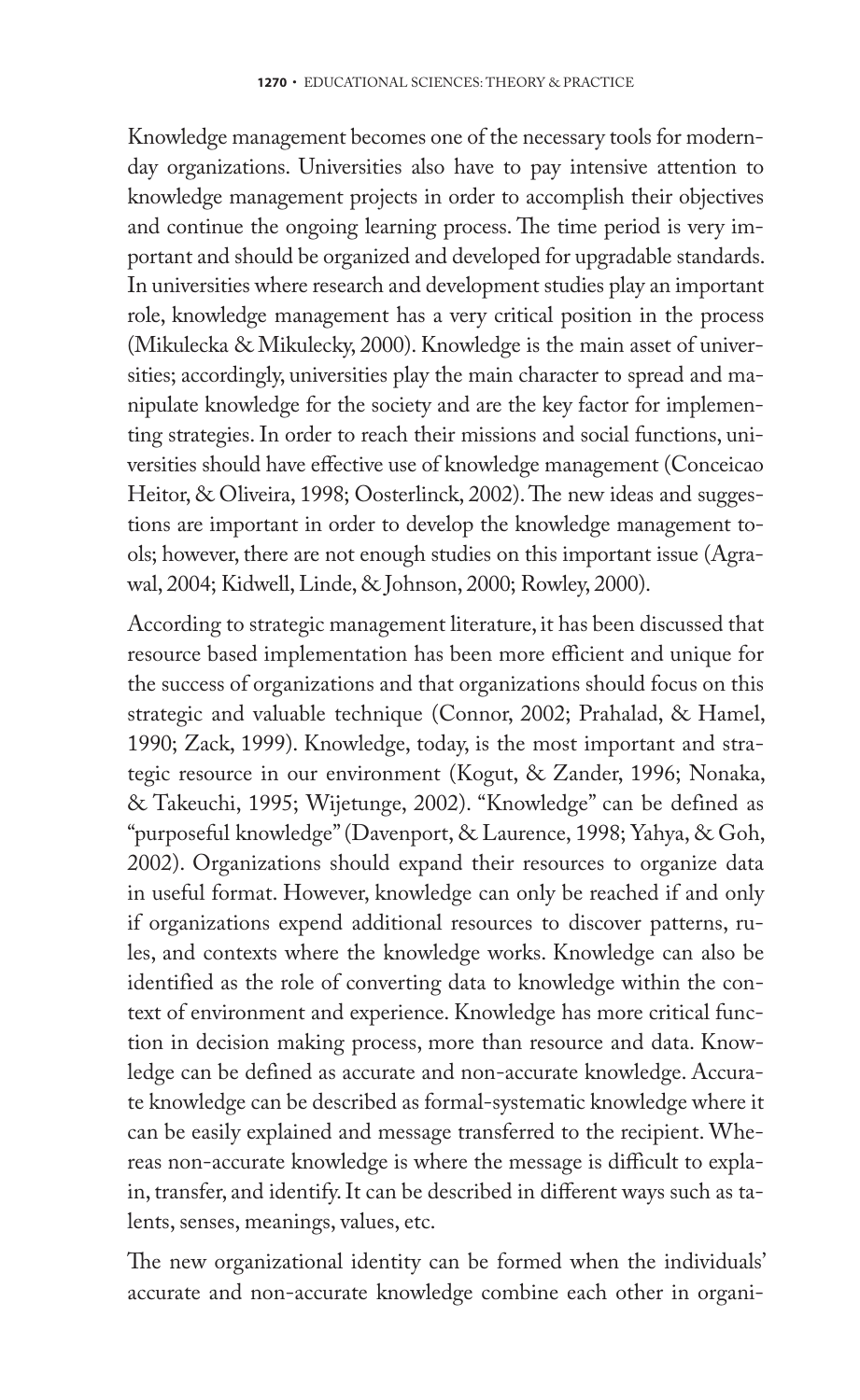Knowledge management becomes one of the necessary tools for modern-day organizations. Universities also have to pay intensive attention to knowledge management projects in order to accomplish their objectives and continue the ongoing learning process. The time period is very important and should be organized and developed for upgradable standards. In universities where research and development studies play an important role, knowledge management has a very critical position in the process (Mikulecka & Mikulecky, 2000). Knowledge is the main asset of universities; accordingly, universities play the main character to spread and manipulate knowledge for the society and are the key factor for implementing strategies. In order to reach their missions and social functions, universities should have effective use of knowledge management (Conceicao Heitor, & Oliveira, 1998; Oosterlinck, 2002). The new ideas and suggestions are important in order to develop the knowledge management tools; however, there are not enough studies on this important issue (Agrawal, 2004; Kidwell, Linde, & Johnson, 2000; Rowley, 2000).

According to strategic management literature, it has been discussed that resource based implementation has been more efficient and unique for the success of organizations and that organizations should focus on this strategic and valuable technique (Connor, 2002; Prahalad, & Hamel, 1990; Zack, 1999). Knowledge, today, is the most important and strategic resource in our environment (Kogut, & Zander, 1996; Nonaka, & Takeuchi, 1995; Wijetunge, 2002). "Knowledge" can be defined as "purposeful knowledge" (Davenport, & Laurence, 1998; Yahya, & Goh, 2002). Organizations should expand their resources to organize data in useful format. However, knowledge can only be reached if and only if organizations expend additional resources to discover patterns, rules, and contexts where the knowledge works. Knowledge can also be identified as the role of converting data to knowledge within the context of environment and experience. Knowledge has more critical function in decision making process, more than resource and data. Knowledge can be defined as accurate and non-accurate knowledge. Accurate knowledge can be described as formal-systematic knowledge where it can be easily explained and message transferred to the recipient. Whereas non-accurate knowledge is where the message is difficult to explain, transfer, and identify. It can be described in different ways such as talents, senses, meanings, values, etc.

The new organizational identity can be formed when the individuals' accurate and non-accurate knowledge combine each other in organi-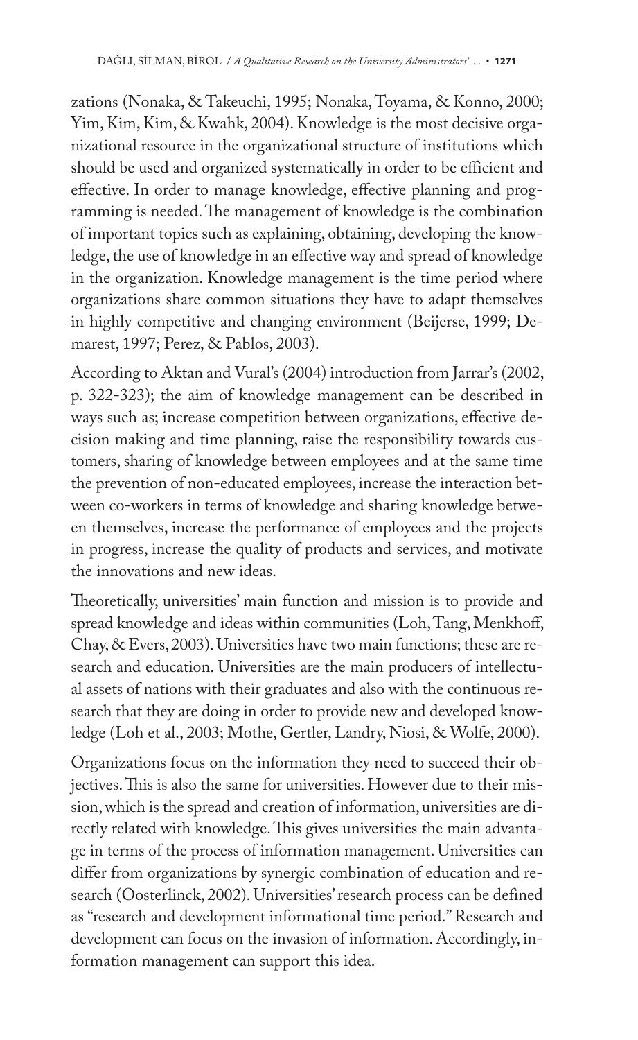zations (Nonaka, & Takeuchi, 1995; Nonaka, Toyama, & Konno, 2000; Yim, Kim, Kim, & Kwahk, 2004). Knowledge is the most decisive organizational resource in the organizational structure of institutions which should be used and organized systematically in order to be efficient and effective. In order to manage knowledge, effective planning and programming is needed. The management of knowledge is the combination of important topics such as explaining, obtaining, developing the knowledge, the use of knowledge in an effective way and spread of knowledge in the organization. Knowledge management is the time period where organizations share common situations they have to adapt themselves in highly competitive and changing environment (Beijerse, 1999; Demarest, 1997; Perez, & Pablos, 2003).

According to Aktan and Vural's (2004) introduction from Jarrar's (2002, p. 322-323); the aim of knowledge management can be described in ways such as; increase competition between organizations, effective decision making and time planning, raise the responsibility towards customers, sharing of knowledge between employees and at the same time the prevention of non-educated employees, increase the interaction between co-workers in terms of knowledge and sharing knowledge between themselves, increase the performance of employees and the projects in progress, increase the quality of products and services, and motivate the innovations and new ideas.

Theoretically, universities' main function and mission is to provide and spread knowledge and ideas within communities (Loh, Tang, Menkhoff, Chay, & Evers, 2003). Universities have two main functions; these are research and education. Universities are the main producers of intellectual assets of nations with their graduates and also with the continuous research that they are doing in order to provide new and developed knowledge (Loh et al., 2003; Mothe, Gertler, Landry, Niosi, & Wolfe, 2000).

Organizations focus on the information they need to succeed their objectives. This is also the same for universities. However due to their mission, which is the spread and creation of information, universities are directly related with knowledge. This gives universities the main advantage in terms of the process of information management. Universities can differ from organizations by synergic combination of education and research (Oosterlinck, 2002). Universities' research process can be defined as "research and development informational time period." Research and development can focus on the invasion of information. Accordingly, information management can support this idea.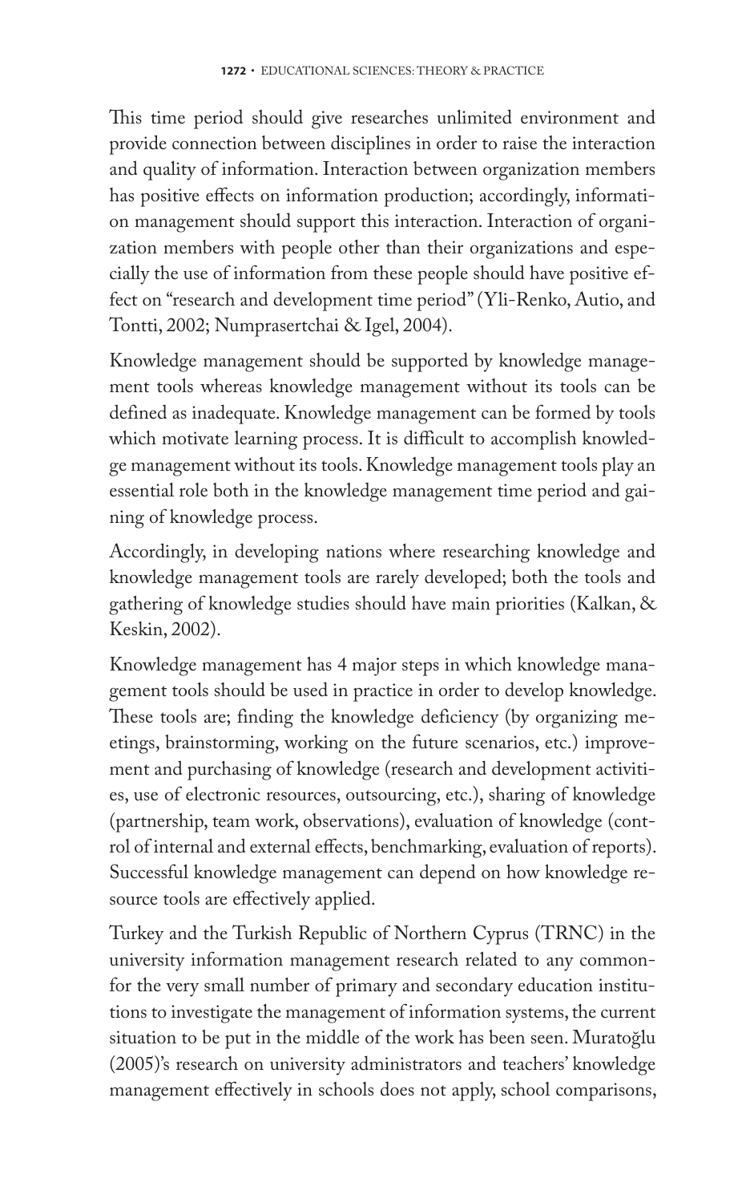This time period should give researches unlimited environment and provide connection between disciplines in order to raise the interaction and quality of information. Interaction between organization members has positive effects on information production; accordingly, information management should support this interaction. Interaction of organization members with people other than their organizations and especially the use of information from these people should have positive effect on "research and development time period" (Yli-Renko, Autio, and Tontti, 2002; Numprasertchai & Igel, 2004).

Knowledge management should be supported by knowledge management tools whereas knowledge management without its tools can be defined as inadequate. Knowledge management can be formed by tools which motivate learning process. It is difficult to accomplish knowledge management without its tools. Knowledge management tools play an essential role both in the knowledge management time period and gaining of knowledge process.

Accordingly, in developing nations where researching knowledge and knowledge management tools are rarely developed; both the tools and gathering of knowledge studies should have main priorities (Kalkan, & Keskin, 2002).

Knowledge management has 4 major steps in which knowledge management tools should be used in practice in order to develop knowledge. These tools are; finding the knowledge deficiency (by organizing meetings, brainstorming, working on the future scenarios, etc.) improvement and purchasing of knowledge (research and development activities, use of electronic resources, outsourcing, etc.), sharing of knowledge (partnership, team work, observations), evaluation of knowledge (control of internal and external effects, benchmarking, evaluation of reports). Successful knowledge management can depend on how knowledge resource tools are effectively applied.

Turkey and the Turkish Republic of Northern Cyprus (TRNC) in the university information management research related to any commonfor the very small number of primary and secondary education institutions to investigate the management of information systems, the current situation to be put in the middle of the work has been seen. Muratoğlu (2005)'s research on university administrators and teachers' knowledge management effectively in schools does not apply, school comparisons,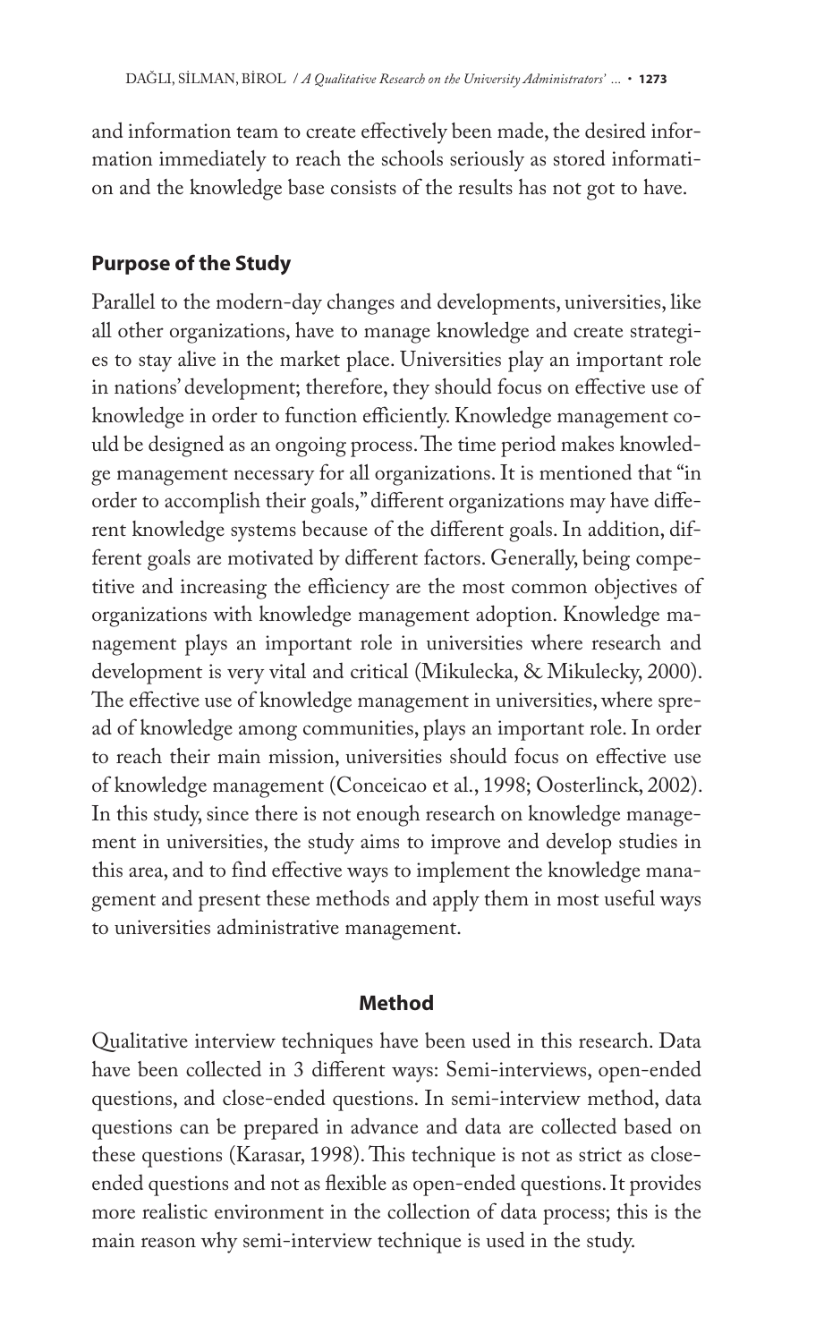and information team to create effectively been made, the desired information immediately to reach the schools seriously as stored information and the knowledge base consists of the results has not got to have.

## Purpose of the Study

Parallel to the modern-day changes and developments, universities, like all other organizations, have to manage knowledge and create strategies to stay alive in the market place. Universities play an important role in nations' development; therefore, they should focus on effective use of knowledge in order to function efficiently. Knowledge management could be designed as an ongoing process. The time period makes knowledge management necessary for all organizations. It is mentioned that "in order to accomplish their goals," different organizations may have different knowledge systems because of the different goals. In addition, different goals are motivated by different factors. Generally, being competitive and increasing the efficiency are the most common objectives of organizations with knowledge management adoption. Knowledge management plays an important role in universities where research and development is very vital and critical (Mikulecka, & Mikulecky, 2000). The effective use of knowledge management in universities, where spread of knowledge among communities, plays an important role. In order to reach their main mission, universities should focus on effective use of knowledge management (Conceicao et al., 1998; Oosterlinck, 2002). In this study, since there is not enough research on knowledge management in universities, the study aims to improve and develop studies in this area, and to find effective ways to implement the knowledge management and present these methods and apply them in most useful ways to universities administrative management.

## Method

Qualitative interview techniques have been used in this research. Data have been collected in 3 different ways: Semi-interviews, open-ended questions, and close-ended questions. In semi-interview method, data questions can be prepared in advance and data are collected based on these questions (Karasar, 1998). This technique is not as strict as close-ended questions and not as flexible as open-ended questions. It provides more realistic environment in the collection of data process; this is the main reason why semi-interview technique is used in the study.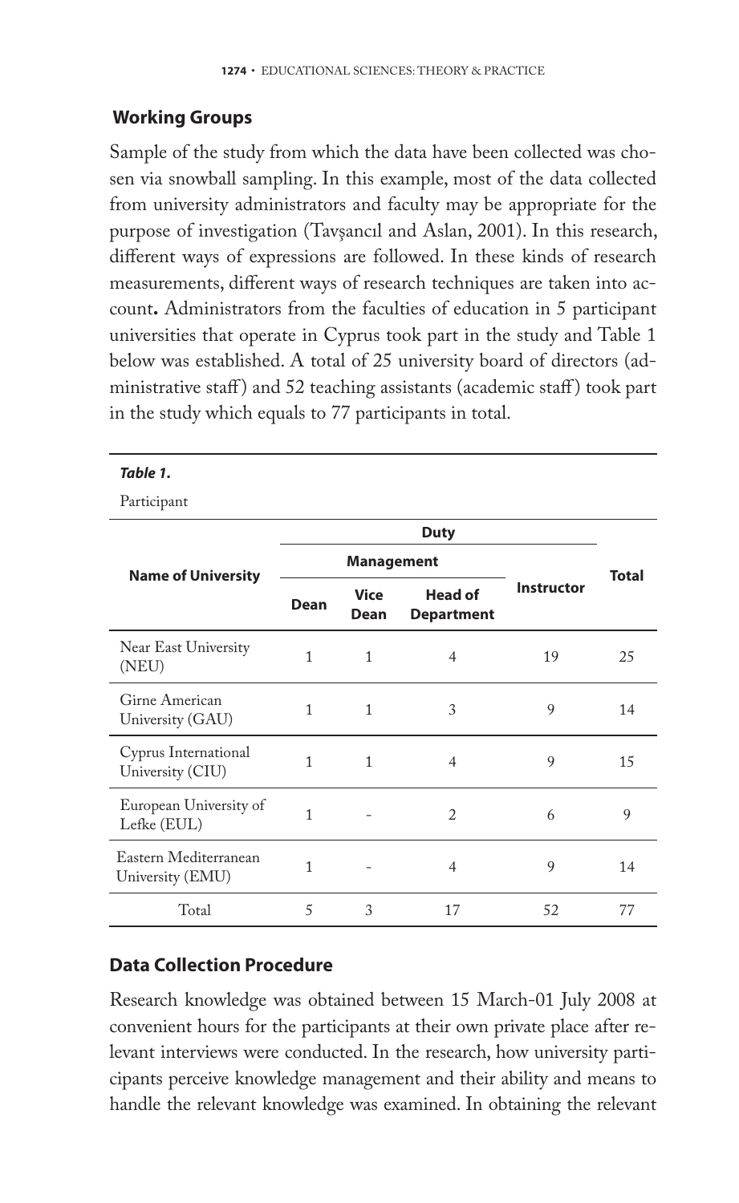### Working Groups

Sample of the study from which the data have been collected was chosen via snowball sampling. In this example, most of the data collected from university administrators and faculty may be appropriate for the purpose of investigation (Tavşancıl and Aslan, 2001). In this research, different ways of expressions are followed. In these kinds of research measurements, different ways of research techniques are taken into account**.** Administrators from the faculties of education in 5 participant universities that operate in Cyprus took part in the study and Table 1 below was established. A total of 25 university board of directors (administrative staff) and 52 teaching assistants (academic staff) took part in the study which equals to 77 participants in total.

***Table 1.***

Participant

| Name of University | Duty | | | | Total |
|---|---|---|---|---|---|
| | Management | | | Instructor | |
| | Dean | Vice Dean | Head of Department | | |
| Near East University (NEU) | 1 | 1 | 4 | 19 | 25 |
| Girne American University (GAU) | 1 | 1 | 3 | 9 | 14 |
| Cyprus International University (CIU) | 1 | 1 | 4 | 9 | 15 |
| European University of Lefke (EUL) | 1 | - | 2 | 6 | 9 |
| Eastern Mediterranean University (EMU) | 1 | - | 4 | 9 | 14 |
| Total | 5 | 3 | 17 | 52 | 77 |

### Data Collection Procedure

Research knowledge was obtained between 15 March-01 July 2008 at convenient hours for the participants at their own private place after relevant interviews were conducted. In the research, how university participants perceive knowledge management and their ability and means to handle the relevant knowledge was examined. In obtaining the relevant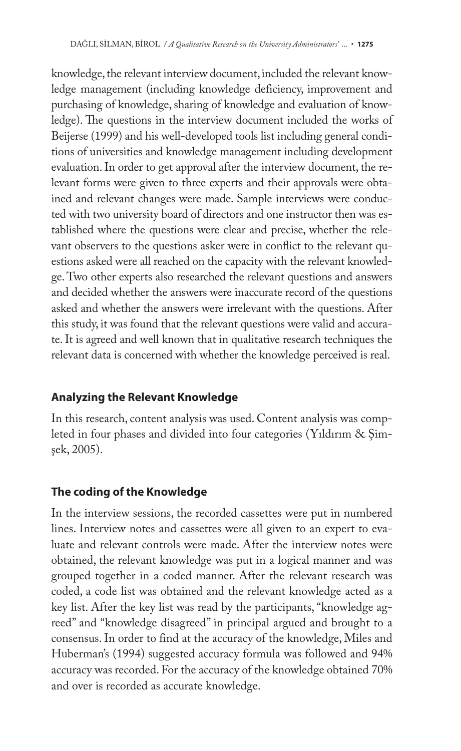knowledge, the relevant interview document, included the relevant knowledge management (including knowledge deficiency, improvement and purchasing of knowledge, sharing of knowledge and evaluation of knowledge). The questions in the interview document included the works of Beijerse (1999) and his well-developed tools list including general conditions of universities and knowledge management including development evaluation. In order to get approval after the interview document, the relevant forms were given to three experts and their approvals were obtained and relevant changes were made. Sample interviews were conducted with two university board of directors and one instructor then was established where the questions were clear and precise, whether the relevant observers to the questions asker were in conflict to the relevant questions asked were all reached on the capacity with the relevant knowledge. Two other experts also researched the relevant questions and answers and decided whether the answers were inaccurate record of the questions asked and whether the answers were irrelevant with the questions. After this study, it was found that the relevant questions were valid and accurate. It is agreed and well known that in qualitative research techniques the relevant data is concerned with whether the knowledge perceived is real.

## Analyzing the Relevant Knowledge

In this research, content analysis was used. Content analysis was completed in four phases and divided into four categories (Yıldırım & Şimşek, 2005).

## The coding of the Knowledge

In the interview sessions, the recorded cassettes were put in numbered lines. Interview notes and cassettes were all given to an expert to evaluate and relevant controls were made. After the interview notes were obtained, the relevant knowledge was put in a logical manner and was grouped together in a coded manner. After the relevant research was coded, a code list was obtained and the relevant knowledge acted as a key list. After the key list was read by the participants, "knowledge agreed" and "knowledge disagreed" in principal argued and brought to a consensus. In order to find at the accuracy of the knowledge, Miles and Huberman's (1994) suggested accuracy formula was followed and 94% accuracy was recorded. For the accuracy of the knowledge obtained 70% and over is recorded as accurate knowledge.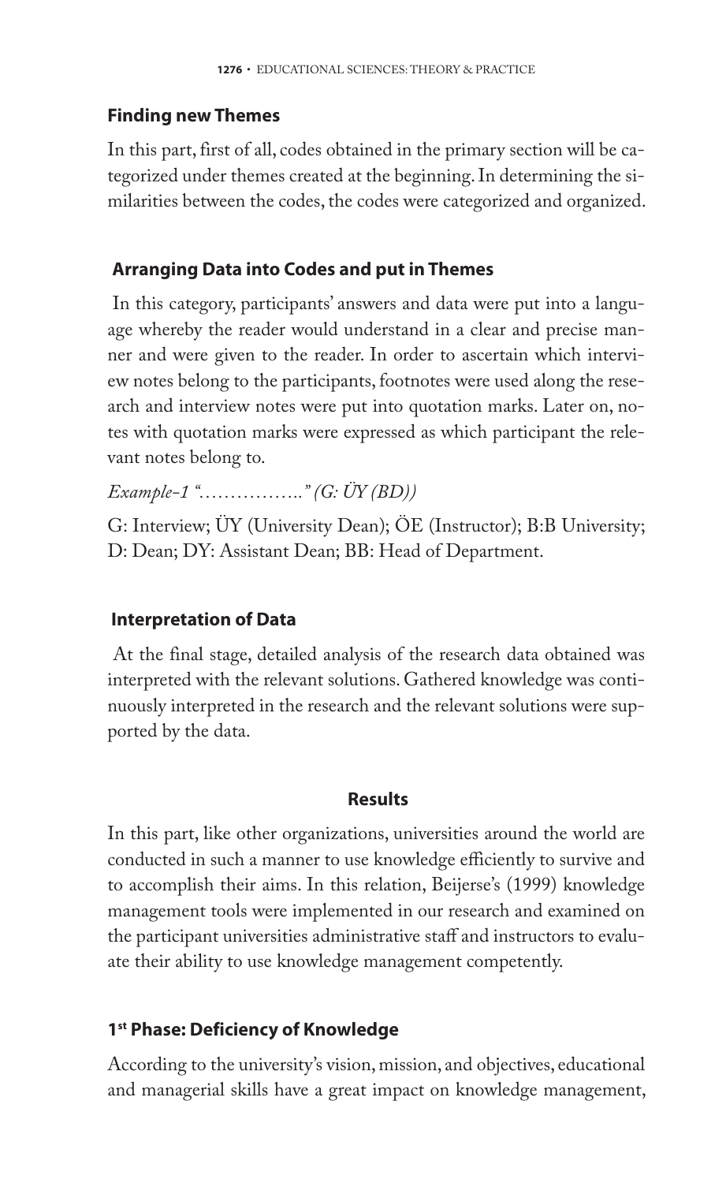### Finding new Themes

In this part, first of all, codes obtained in the primary section will be categorized under themes created at the beginning. In determining the similarities between the codes, the codes were categorized and organized.

### Arranging Data into Codes and put in Themes

In this category, participants' answers and data were put into a language whereby the reader would understand in a clear and precise manner and were given to the reader. In order to ascertain which interview notes belong to the participants, footnotes were used along the research and interview notes were put into quotation marks. Later on, notes with quotation marks were expressed as which participant the relevant notes belong to.

*Example-1 "……………." (G: ÜY (BD))*

G: Interview; ÜY (University Dean); ÖE (Instructor); B:B University; D: Dean; DY: Assistant Dean; BB: Head of Department.

### Interpretation of Data

At the final stage, detailed analysis of the research data obtained was interpreted with the relevant solutions. Gathered knowledge was continuously interpreted in the research and the relevant solutions were supported by the data.

## Results

In this part, like other organizations, universities around the world are conducted in such a manner to use knowledge efficiently to survive and to accomplish their aims. In this relation, Beijerse's (1999) knowledge management tools were implemented in our research and examined on the participant universities administrative staff and instructors to evaluate their ability to use knowledge management competently.

### 1st Phase: Deficiency of Knowledge

According to the university's vision, mission, and objectives, educational and managerial skills have a great impact on knowledge management,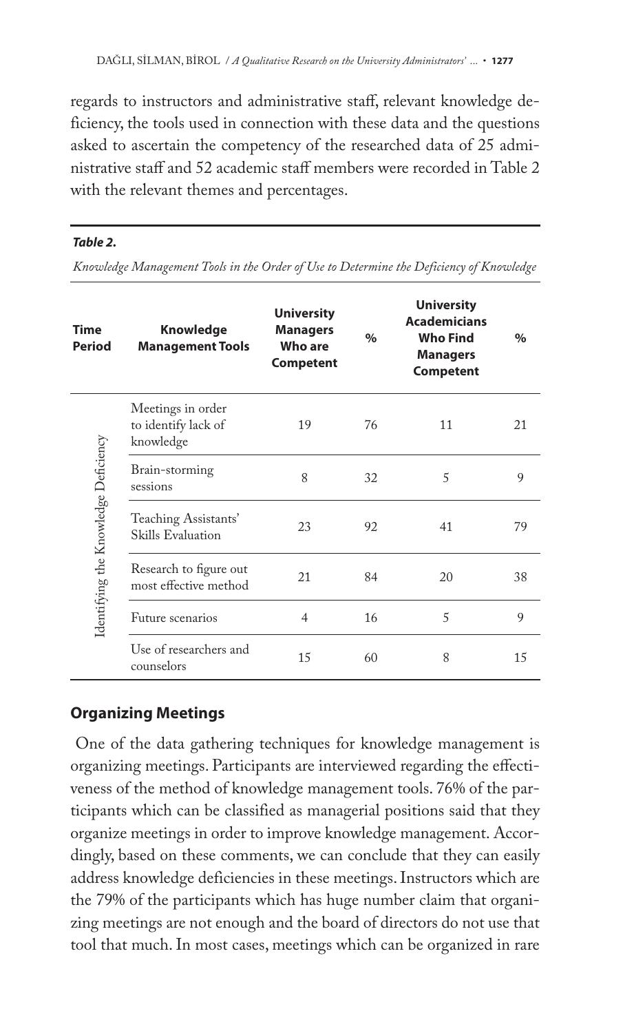regards to instructors and administrative staff, relevant knowledge deficiency, the tools used in connection with these data and the questions asked to ascertain the competency of the researched data of 25 administrative staff and 52 academic staff members were recorded in Table 2 with the relevant themes and percentages.

***Table 2.***

*Knowledge Management Tools in the Order of Use to Determine the Deficiency of Knowledge*

| Time Period | Knowledge Management Tools | University Managers Who are Competent | % | University Academicians Who Find Managers Competent | % |
|---|---|---|---|---|---|
| Identifying the Knowledge Deficiency | Meetings in order to identify lack of knowledge | 19 | 76 | 11 | 21 |
| | Brain-storming sessions | 8 | 32 | 5 | 9 |
| | Teaching Assistants' Skills Evaluation | 23 | 92 | 41 | 79 |
| | Research to figure out most effective method | 21 | 84 | 20 | 38 |
| | Future scenarios | 4 | 16 | 5 | 9 |
| | Use of researchers and counselors | 15 | 60 | 8 | 15 |

## Organizing Meetings

One of the data gathering techniques for knowledge management is organizing meetings. Participants are interviewed regarding the effectiveness of the method of knowledge management tools. 76% of the participants which can be classified as managerial positions said that they organize meetings in order to improve knowledge management. Accordingly, based on these comments, we can conclude that they can easily address knowledge deficiencies in these meetings. Instructors which are the 79% of the participants which has huge number claim that organizing meetings are not enough and the board of directors do not use that tool that much. In most cases, meetings which can be organized in rare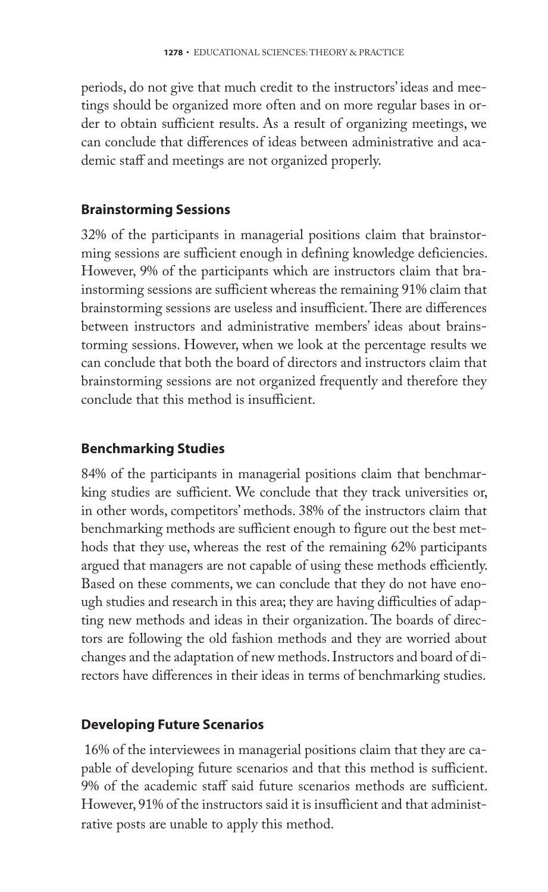periods, do not give that much credit to the instructors' ideas and meetings should be organized more often and on more regular bases in order to obtain sufficient results. As a result of organizing meetings, we can conclude that differences of ideas between administrative and academic staff and meetings are not organized properly.

## Brainstorming Sessions

32% of the participants in managerial positions claim that brainstorming sessions are sufficient enough in defining knowledge deficiencies. However, 9% of the participants which are instructors claim that brainstorming sessions are sufficient whereas the remaining 91% claim that brainstorming sessions are useless and insufficient. There are differences between instructors and administrative members' ideas about brainstorming sessions. However, when we look at the percentage results we can conclude that both the board of directors and instructors claim that brainstorming sessions are not organized frequently and therefore they conclude that this method is insufficient.

## Benchmarking Studies

84% of the participants in managerial positions claim that benchmarking studies are sufficient. We conclude that they track universities or, in other words, competitors' methods. 38% of the instructors claim that benchmarking methods are sufficient enough to figure out the best methods that they use, whereas the rest of the remaining 62% participants argued that managers are not capable of using these methods efficiently. Based on these comments, we can conclude that they do not have enough studies and research in this area; they are having difficulties of adapting new methods and ideas in their organization. The boards of directors are following the old fashion methods and they are worried about changes and the adaptation of new methods. Instructors and board of directors have differences in their ideas in terms of benchmarking studies.

## Developing Future Scenarios

16% of the interviewees in managerial positions claim that they are capable of developing future scenarios and that this method is sufficient. 9% of the academic staff said future scenarios methods are sufficient. However, 91% of the instructors said it is insufficient and that administrative posts are unable to apply this method.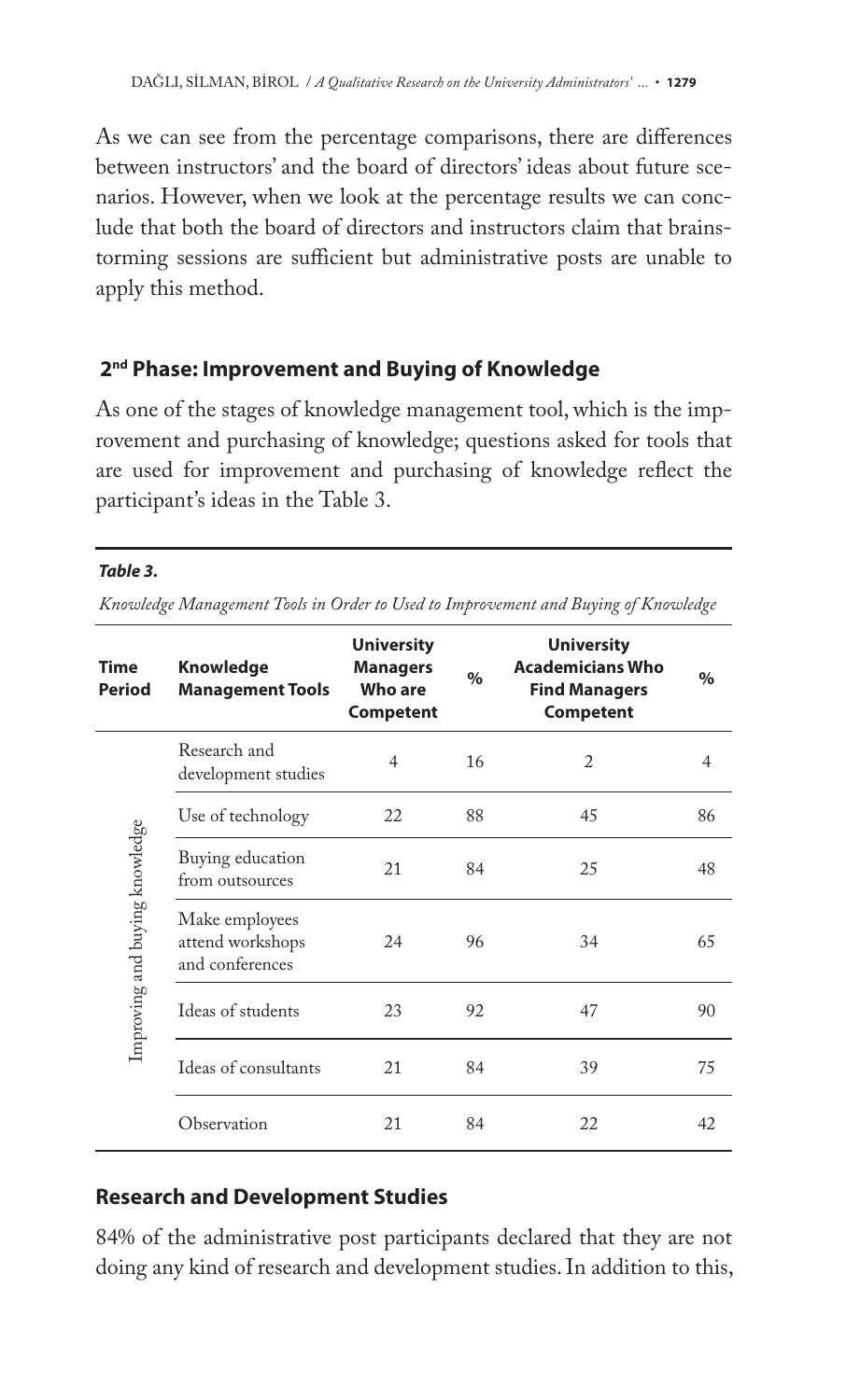As we can see from the percentage comparisons, there are differences between instructors' and the board of directors' ideas about future scenarios. However, when we look at the percentage results we can conclude that both the board of directors and instructors claim that brainstorming sessions are sufficient but administrative posts are unable to apply this method.

## 2nd Phase: Improvement and Buying of Knowledge

As one of the stages of knowledge management tool, which is the improvement and purchasing of knowledge; questions asked for tools that are used for improvement and purchasing of knowledge reflect the participant's ideas in the Table 3.

***Table 3.***

*Knowledge Management Tools in Order to Used to Improvement and Buying of Knowledge*

| Time Period | Knowledge Management Tools | University Managers Who are Competent | % | University Academicians Who Find Managers Competent | % |
|---|---|---|---|---|---|
| Improving and buying knowledge | Research and development studies | 4 | 16 | 2 | 4 |
| | Use of technology | 22 | 88 | 45 | 86 |
| | Buying education from outsources | 21 | 84 | 25 | 48 |
| | Make employees attend workshops and conferences | 24 | 96 | 34 | 65 |
| | Ideas of students | 23 | 92 | 47 | 90 |
| | Ideas of consultants | 21 | 84 | 39 | 75 |
| | Observation | 21 | 84 | 22 | 42 |

## Research and Development Studies

84% of the administrative post participants declared that they are not doing any kind of research and development studies. In addition to this,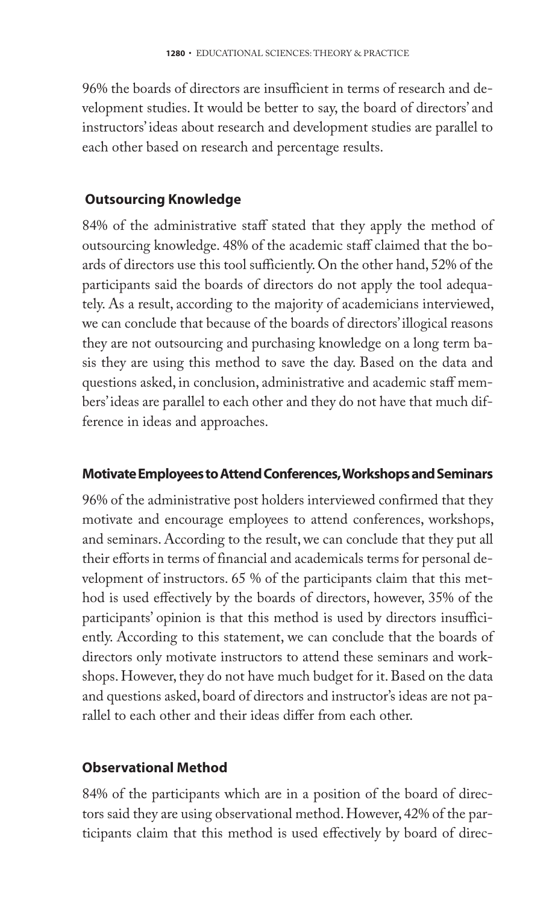96% the boards of directors are insufficient in terms of research and development studies. It would be better to say, the board of directors' and instructors' ideas about research and development studies are parallel to each other based on research and percentage results.

### Outsourcing Knowledge

84% of the administrative staff stated that they apply the method of outsourcing knowledge. 48% of the academic staff claimed that the boards of directors use this tool sufficiently. On the other hand, 52% of the participants said the boards of directors do not apply the tool adequately. As a result, according to the majority of academicians interviewed, we can conclude that because of the boards of directors' illogical reasons they are not outsourcing and purchasing knowledge on a long term basis they are using this method to save the day. Based on the data and questions asked, in conclusion, administrative and academic staff members' ideas are parallel to each other and they do not have that much difference in ideas and approaches.

### Motivate Employees to Attend Conferences, Workshops and Seminars

96% of the administrative post holders interviewed confirmed that they motivate and encourage employees to attend conferences, workshops, and seminars. According to the result, we can conclude that they put all their efforts in terms of financial and academicals terms for personal development of instructors. 65 % of the participants claim that this method is used effectively by the boards of directors, however, 35% of the participants' opinion is that this method is used by directors insufficiently. According to this statement, we can conclude that the boards of directors only motivate instructors to attend these seminars and workshops. However, they do not have much budget for it. Based on the data and questions asked, board of directors and instructor's ideas are not parallel to each other and their ideas differ from each other.

### Observational Method

84% of the participants which are in a position of the board of directors said they are using observational method. However, 42% of the participants claim that this method is used effectively by board of direc-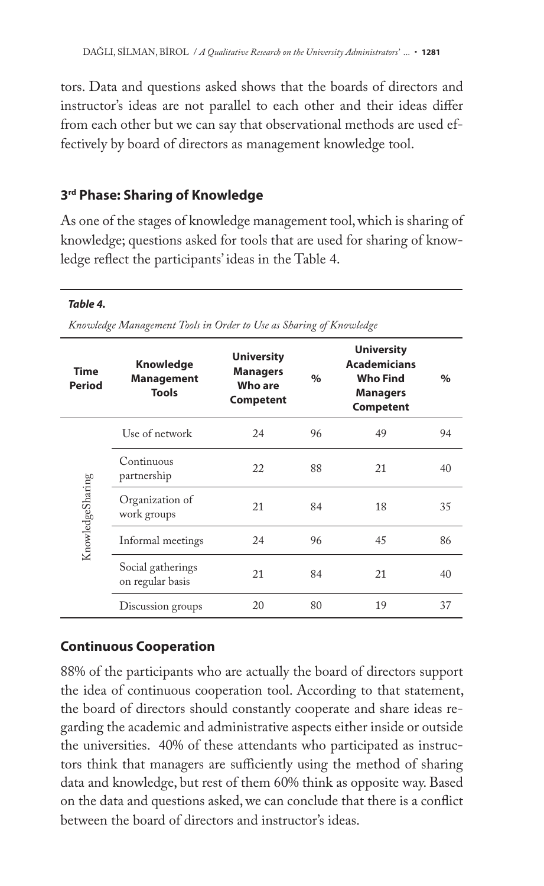tors. Data and questions asked shows that the boards of directors and instructor's ideas are not parallel to each other and their ideas differ from each other but we can say that observational methods are used effectively by board of directors as management knowledge tool.

### 3rd Phase: Sharing of Knowledge

As one of the stages of knowledge management tool, which is sharing of knowledge; questions asked for tools that are used for sharing of knowledge reflect the participants' ideas in the Table 4.

***Table 4.***

*Knowledge Management Tools in Order to Use as Sharing of Knowledge*

| Time Period | Knowledge Management Tools | University Managers Who are Competent | % | University Academicians Who Find Managers Competent | % |
|---|---|---|---|---|---|
| KnowledgeSharing | Use of network | 24 | 96 | 49 | 94 |
| | Continuous partnership | 22 | 88 | 21 | 40 |
| | Organization of work groups | 21 | 84 | 18 | 35 |
| | Informal meetings | 24 | 96 | 45 | 86 |
| | Social gatherings on regular basis | 21 | 84 | 21 | 40 |
| | Discussion groups | 20 | 80 | 19 | 37 |

### Continuous Cooperation

88% of the participants who are actually the board of directors support the idea of continuous cooperation tool. According to that statement, the board of directors should constantly cooperate and share ideas regarding the academic and administrative aspects either inside or outside the universities. 40% of these attendants who participated as instructors think that managers are sufficiently using the method of sharing data and knowledge, but rest of them 60% think as opposite way. Based on the data and questions asked, we can conclude that there is a conflict between the board of directors and instructor's ideas.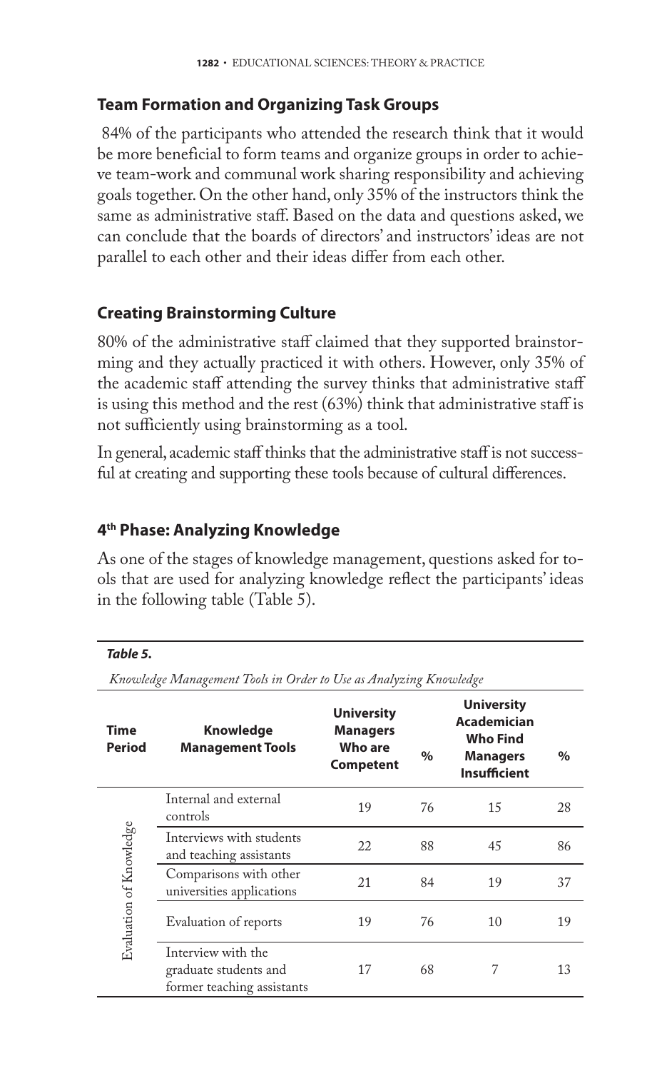## Team Formation and Organizing Task Groups

84% of the participants who attended the research think that it would be more beneficial to form teams and organize groups in order to achieve team-work and communal work sharing responsibility and achieving goals together. On the other hand, only 35% of the instructors think the same as administrative staff. Based on the data and questions asked, we can conclude that the boards of directors' and instructors' ideas are not parallel to each other and their ideas differ from each other.

## Creating Brainstorming Culture

80% of the administrative staff claimed that they supported brainstorming and they actually practiced it with others. However, only 35% of the academic staff attending the survey thinks that administrative staff is using this method and the rest (63%) think that administrative staff is not sufficiently using brainstorming as a tool.

In general, academic staff thinks that the administrative staff is not successful at creating and supporting these tools because of cultural differences.

## 4th Phase: Analyzing Knowledge

As one of the stages of knowledge management, questions asked for tools that are used for analyzing knowledge reflect the participants' ideas in the following table (Table 5).

***Table 5.***

*Knowledge Management Tools in Order to Use as Analyzing Knowledge*

| Time Period | Knowledge Management Tools | University Managers Who are Competent | % | University Academician Who Find Managers Insufficient | % |
|---|---|---|---|---|---|
| Evaluation of Knowledge | Internal and external controls | 19 | 76 | 15 | 28 |
| | Interviews with students and teaching assistants | 22 | 88 | 45 | 86 |
| | Comparisons with other universities applications | 21 | 84 | 19 | 37 |
| | Evaluation of reports | 19 | 76 | 10 | 19 |
| | Interview with the graduate students and former teaching assistants | 17 | 68 | 7 | 13 |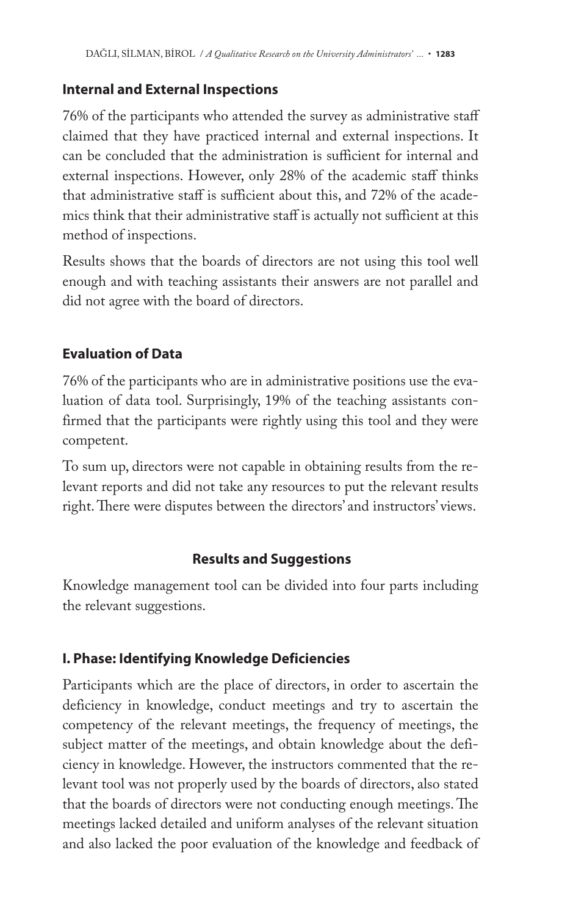### Internal and External Inspections

76% of the participants who attended the survey as administrative staff claimed that they have practiced internal and external inspections. It can be concluded that the administration is sufficient for internal and external inspections. However, only 28% of the academic staff thinks that administrative staff is sufficient about this, and 72% of the academics think that their administrative staff is actually not sufficient at this method of inspections.

Results shows that the boards of directors are not using this tool well enough and with teaching assistants their answers are not parallel and did not agree with the board of directors.

### Evaluation of Data

76% of the participants who are in administrative positions use the evaluation of data tool. Surprisingly, 19% of the teaching assistants confirmed that the participants were rightly using this tool and they were competent.

To sum up, directors were not capable in obtaining results from the relevant reports and did not take any resources to put the relevant results right. There were disputes between the directors' and instructors' views.

## Results and Suggestions

Knowledge management tool can be divided into four parts including the relevant suggestions.

### I. Phase: Identifying Knowledge Deficiencies

Participants which are the place of directors, in order to ascertain the deficiency in knowledge, conduct meetings and try to ascertain the competency of the relevant meetings, the frequency of meetings, the subject matter of the meetings, and obtain knowledge about the deficiency in knowledge. However, the instructors commented that the relevant tool was not properly used by the boards of directors, also stated that the boards of directors were not conducting enough meetings. The meetings lacked detailed and uniform analyses of the relevant situation and also lacked the poor evaluation of the knowledge and feedback of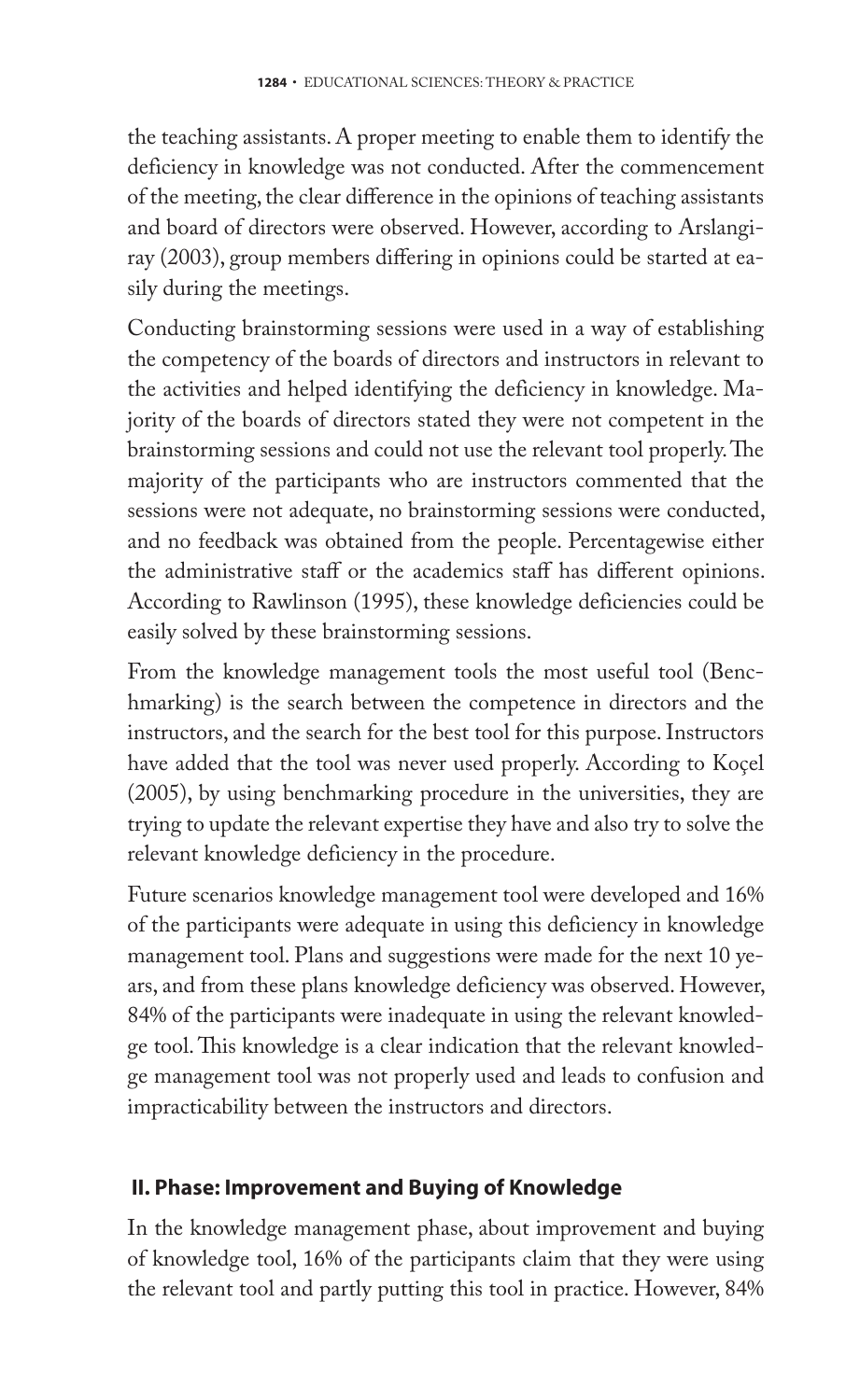the teaching assistants. A proper meeting to enable them to identify the deficiency in knowledge was not conducted. After the commencement of the meeting, the clear difference in the opinions of teaching assistants and board of directors were observed. However, according to Arslangiray (2003), group members differing in opinions could be started at easily during the meetings.

Conducting brainstorming sessions were used in a way of establishing the competency of the boards of directors and instructors in relevant to the activities and helped identifying the deficiency in knowledge. Majority of the boards of directors stated they were not competent in the brainstorming sessions and could not use the relevant tool properly. The majority of the participants who are instructors commented that the sessions were not adequate, no brainstorming sessions were conducted, and no feedback was obtained from the people. Percentagewise either the administrative staff or the academics staff has different opinions. According to Rawlinson (1995), these knowledge deficiencies could be easily solved by these brainstorming sessions.

From the knowledge management tools the most useful tool (Benchmarking) is the search between the competence in directors and the instructors, and the search for the best tool for this purpose. Instructors have added that the tool was never used properly. According to Koçel (2005), by using benchmarking procedure in the universities, they are trying to update the relevant expertise they have and also try to solve the relevant knowledge deficiency in the procedure.

Future scenarios knowledge management tool were developed and 16% of the participants were adequate in using this deficiency in knowledge management tool. Plans and suggestions were made for the next 10 years, and from these plans knowledge deficiency was observed. However, 84% of the participants were inadequate in using the relevant knowledge tool. This knowledge is a clear indication that the relevant knowledge management tool was not properly used and leads to confusion and impracticability between the instructors and directors.

## II. Phase: Improvement and Buying of Knowledge

In the knowledge management phase, about improvement and buying of knowledge tool, 16% of the participants claim that they were using the relevant tool and partly putting this tool in practice. However, 84%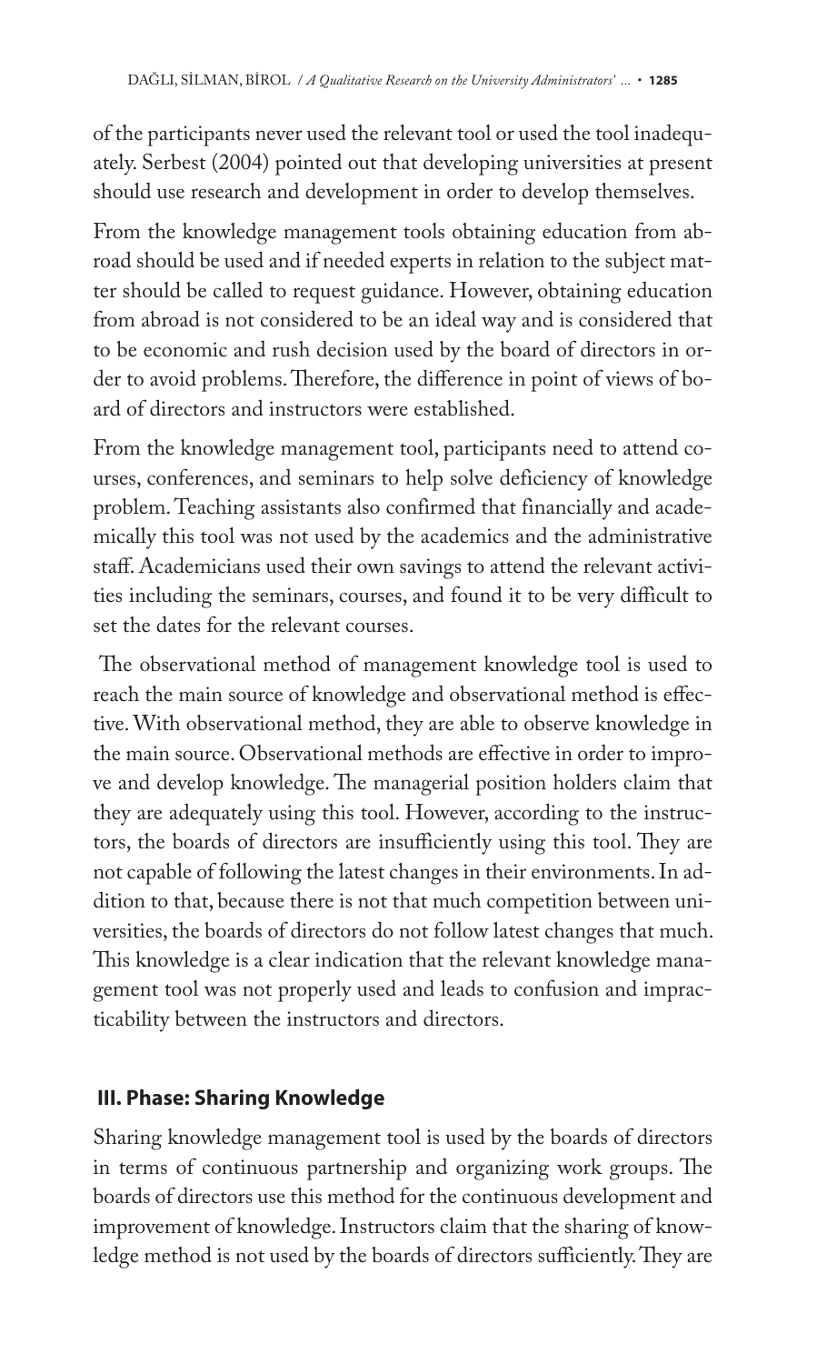of the participants never used the relevant tool or used the tool inadequately. Serbest (2004) pointed out that developing universities at present should use research and development in order to develop themselves.

From the knowledge management tools obtaining education from abroad should be used and if needed experts in relation to the subject matter should be called to request guidance. However, obtaining education from abroad is not considered to be an ideal way and is considered that to be economic and rush decision used by the board of directors in order to avoid problems. Therefore, the difference in point of views of board of directors and instructors were established.

From the knowledge management tool, participants need to attend courses, conferences, and seminars to help solve deficiency of knowledge problem. Teaching assistants also confirmed that financially and academically this tool was not used by the academics and the administrative staff. Academicians used their own savings to attend the relevant activities including the seminars, courses, and found it to be very difficult to set the dates for the relevant courses.

The observational method of management knowledge tool is used to reach the main source of knowledge and observational method is effective. With observational method, they are able to observe knowledge in the main source. Observational methods are effective in order to improve and develop knowledge. The managerial position holders claim that they are adequately using this tool. However, according to the instructors, the boards of directors are insufficiently using this tool. They are not capable of following the latest changes in their environments. In addition to that, because there is not that much competition between universities, the boards of directors do not follow latest changes that much. This knowledge is a clear indication that the relevant knowledge management tool was not properly used and leads to confusion and impracticability between the instructors and directors.

### III. Phase: Sharing Knowledge

Sharing knowledge management tool is used by the boards of directors in terms of continuous partnership and organizing work groups. The boards of directors use this method for the continuous development and improvement of knowledge. Instructors claim that the sharing of knowledge method is not used by the boards of directors sufficiently. They are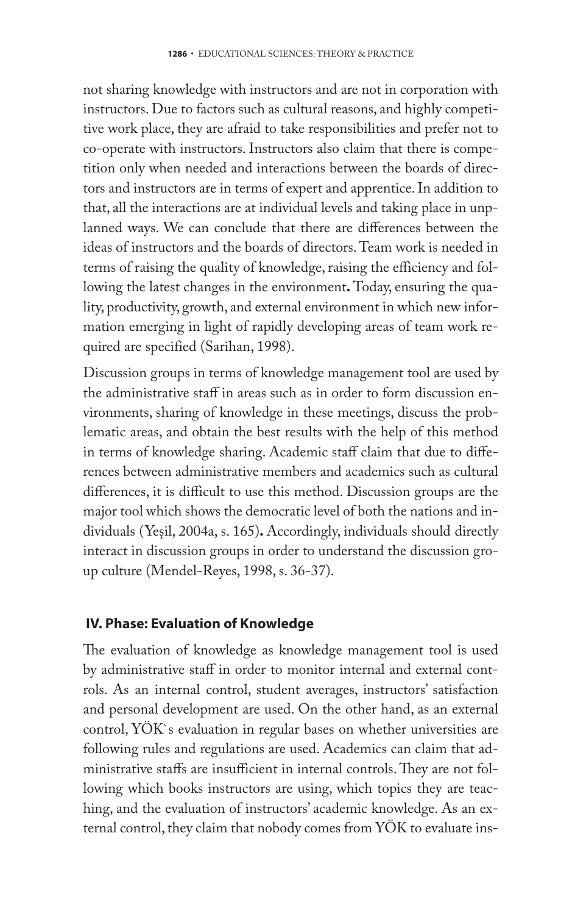not sharing knowledge with instructors and are not in corporation with instructors. Due to factors such as cultural reasons, and highly competitive work place, they are afraid to take responsibilities and prefer not to co-operate with instructors. Instructors also claim that there is competition only when needed and interactions between the boards of directors and instructors are in terms of expert and apprentice. In addition to that, all the interactions are at individual levels and taking place in unplanned ways. We can conclude that there are differences between the ideas of instructors and the boards of directors. Team work is needed in terms of raising the quality of knowledge, raising the efficiency and following the latest changes in the environment**.** Today, ensuring the quality, productivity, growth, and external environment in which new information emerging in light of rapidly developing areas of team work required are specified (Sarihan, 1998).

Discussion groups in terms of knowledge management tool are used by the administrative staff in areas such as in order to form discussion environments, sharing of knowledge in these meetings, discuss the problematic areas, and obtain the best results with the help of this method in terms of knowledge sharing. Academic staff claim that due to differences between administrative members and academics such as cultural differences, it is difficult to use this method. Discussion groups are the major tool which shows the democratic level of both the nations and individuals (Yeşil, 2004a, s. 165)**.** Accordingly, individuals should directly interact in discussion groups in order to understand the discussion group culture (Mendel-Reyes, 1998, s. 36-37).

### IV. Phase: Evaluation of Knowledge

The evaluation of knowledge as knowledge management tool is used by administrative staff in order to monitor internal and external controls. As an internal control, student averages, instructors' satisfaction and personal development are used. On the other hand, as an external control, YÖK`s evaluation in regular bases on whether universities are following rules and regulations are used. Academics can claim that administrative staffs are insufficient in internal controls. They are not following which books instructors are using, which topics they are teaching, and the evaluation of instructors' academic knowledge. As an external control, they claim that nobody comes from YÖK to evaluate ins-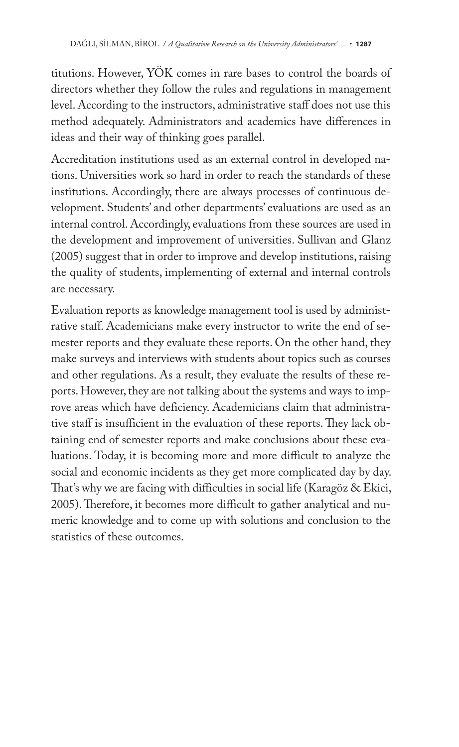titutions. However, YÖK comes in rare bases to control the boards of directors whether they follow the rules and regulations in management level. According to the instructors, administrative staff does not use this method adequately. Administrators and academics have differences in ideas and their way of thinking goes parallel.

Accreditation institutions used as an external control in developed nations. Universities work so hard in order to reach the standards of these institutions. Accordingly, there are always processes of continuous development. Students' and other departments' evaluations are used as an internal control. Accordingly, evaluations from these sources are used in the development and improvement of universities. Sullivan and Glanz (2005) suggest that in order to improve and develop institutions, raising the quality of students, implementing of external and internal controls are necessary.

Evaluation reports as knowledge management tool is used by administrative staff. Academicians make every instructor to write the end of semester reports and they evaluate these reports. On the other hand, they make surveys and interviews with students about topics such as courses and other regulations. As a result, they evaluate the results of these reports. However, they are not talking about the systems and ways to improve areas which have deficiency. Academicians claim that administrative staff is insufficient in the evaluation of these reports. They lack obtaining end of semester reports and make conclusions about these evaluations. Today, it is becoming more and more difficult to analyze the social and economic incidents as they get more complicated day by day. That's why we are facing with difficulties in social life (Karagöz & Ekici, 2005). Therefore, it becomes more difficult to gather analytical and numeric knowledge and to come up with solutions and conclusion to the statistics of these outcomes.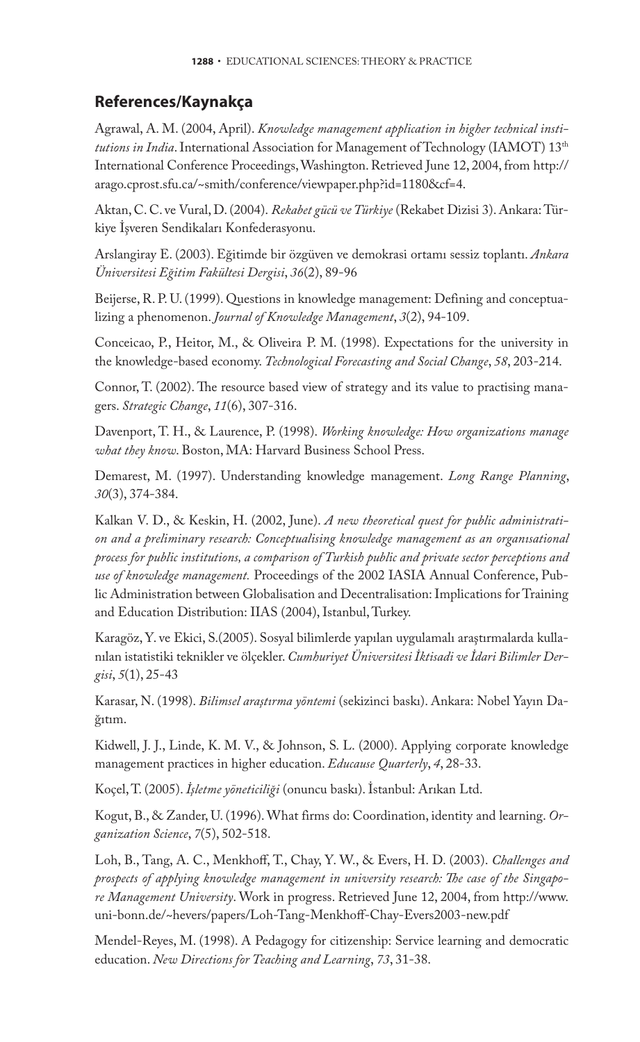## References/Kaynakça

Agrawal, A. M. (2004, April). *Knowledge management application in higher technical institutions in India*. International Association for Management of Technology (IAMOT) 13th International Conference Proceedings, Washington. Retrieved June 12, 2004, from http://arago.cprost.sfu.ca/~smith/conference/viewpaper.php?id=1180&cf=4.

Aktan, C. C. ve Vural, D. (2004). *Rekabet gücü ve Türkiye* (Rekabet Dizisi 3). Ankara: Türkiye İşveren Sendikaları Konfederasyonu.

Arslangiray E. (2003). Eğitimde bir özgüven ve demokrasi ortamı sessiz toplantı. *Ankara Üniversitesi Eğitim Fakültesi Dergisi*, *36*(2), 89-96

Beijerse, R. P. U. (1999). Questions in knowledge management: Defining and conceptualizing a phenomenon. *Journal of Knowledge Management*, *3*(2), 94-109.

Conceicao, P., Heitor, M., & Oliveira P. M. (1998). Expectations for the university in the knowledge-based economy. *Technological Forecasting and Social Change*, *58*, 203-214.

Connor, T. (2002). The resource based view of strategy and its value to practising managers. *Strategic Change*, *11*(6), 307-316.

Davenport, T. H., & Laurence, P. (1998). *Working knowledge: How organizations manage what they know*. Boston, MA: Harvard Business School Press.

Demarest, M. (1997). Understanding knowledge management. *Long Range Planning*, *30*(3), 374-384.

Kalkan V. D., & Keskin, H. (2002, June). *A new theoretical quest for public administration and a preliminary research: Conceptualising knowledge management as an organısational process for public institutions, a comparison of Turkish public and private sector perceptions and use of knowledge management.* Proceedings of the 2002 IASIA Annual Conference, Public Administration between Globalisation and Decentralisation: Implications for Training and Education Distribution: IIAS (2004), Istanbul, Turkey.

Karagöz, Y. ve Ekici, S.(2005). Sosyal bilimlerde yapılan uygulamalı araştırmalarda kullanılan istatistiki teknikler ve ölçekler. *Cumhuriyet Üniversitesi İktisadi ve İdari Bilimler Dergisi*, *5*(1), 25-43

Karasar, N. (1998). *Bilimsel araştırma yöntemi* (sekizinci baskı). Ankara: Nobel Yayın Dağıtım.

Kidwell, J. J., Linde, K. M. V., & Johnson, S. L. (2000). Applying corporate knowledge management practices in higher education. *Educause Quarterly*, *4*, 28-33.

Koçel, T. (2005). *İşletme yöneticiliği* (onuncu baskı). İstanbul: Arıkan Ltd.

Kogut, B., & Zander, U. (1996). What firms do: Coordination, identity and learning. *Organization Science*, *7*(5), 502-518.

Loh, B., Tang, A. C., Menkhoff, T., Chay, Y. W., & Evers, H. D. (2003). *Challenges and prospects of applying knowledge management in university research: The case of the Singapore Management University*. Work in progress. Retrieved June 12, 2004, from http://www.uni-bonn.de/~hevers/papers/Loh-Tang-Menkhoff-Chay-Evers2003-new.pdf

Mendel-Reyes, M. (1998). A Pedagogy for citizenship: Service learning and democratic education. *New Directions for Teaching and Learning*, *73*, 31-38.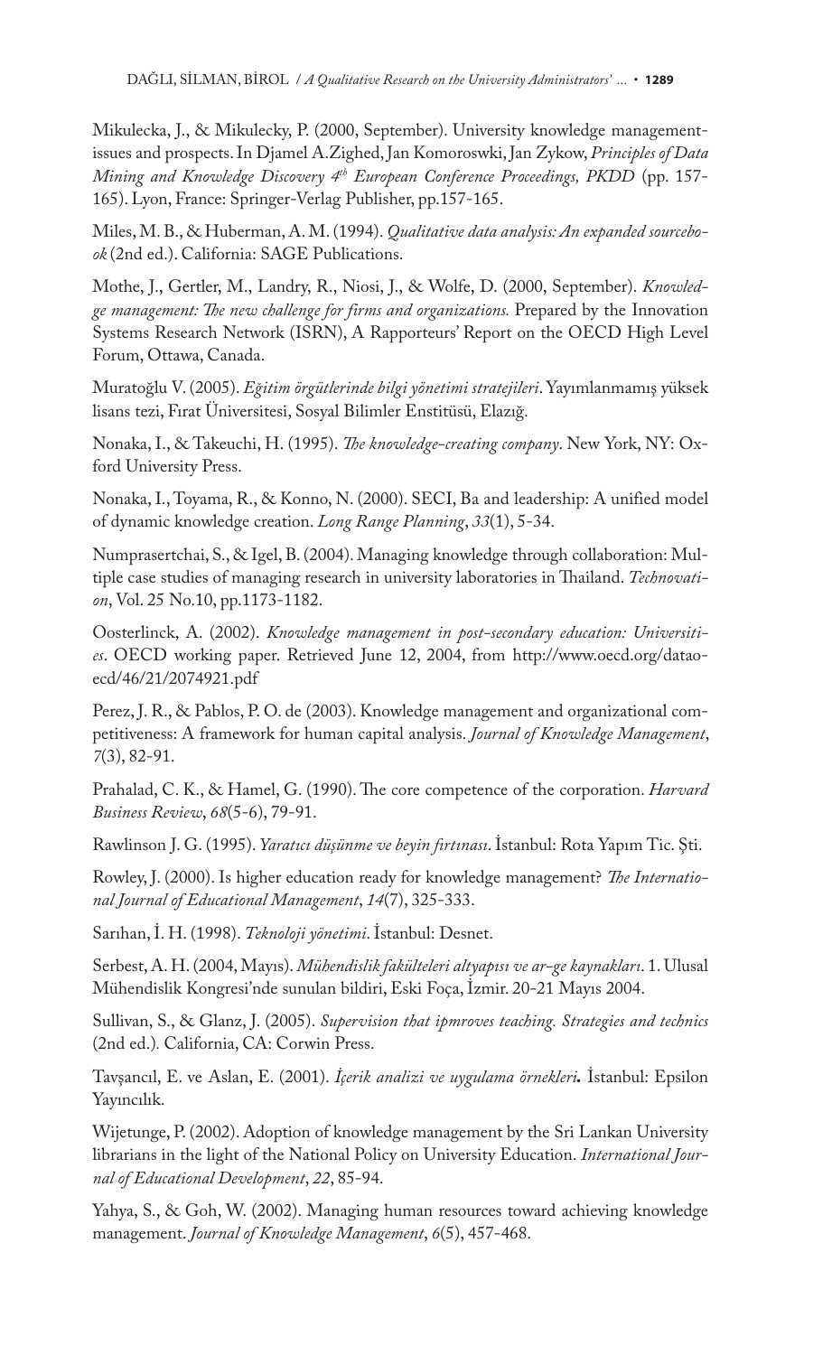Mikulecka, J., & Mikulecky, P. (2000, September). University knowledge management-issues and prospects. In Djamel A.Zighed, Jan Komoroswki, Jan Zykow, *Principles of Data Mining and Knowledge Discovery 4th European Conference Proceedings, PKDD* (pp. 157-165). Lyon, France: Springer-Verlag Publisher, pp.157-165.

Miles, M. B., & Huberman, A. M. (1994). *Qualitative data analysis: An expanded sourcebook* (2nd ed.). California: SAGE Publications.

Mothe, J., Gertler, M., Landry, R., Niosi, J., & Wolfe, D. (2000, September). *Knowledge management: The new challenge for firms and organizations.* Prepared by the Innovation Systems Research Network (ISRN), A Rapporteurs' Report on the OECD High Level Forum, Ottawa, Canada.

Muratoğlu V. (2005). *Eğitim örgütlerinde bilgi yönetimi stratejileri*. Yayımlanmamış yüksek lisans tezi, Fırat Üniversitesi, Sosyal Bilimler Enstitüsü, Elazığ.

Nonaka, I., & Takeuchi, H. (1995). *The knowledge-creating company*. New York, NY: Oxford University Press.

Nonaka, I., Toyama, R., & Konno, N. (2000). SECI, Ba and leadership: A unified model of dynamic knowledge creation. *Long Range Planning*, *33*(1), 5-34.

Numprasertchai, S., & Igel, B. (2004). Managing knowledge through collaboration: Multiple case studies of managing research in university laboratories in Thailand. *Technovation*, Vol. 25 No.10, pp.1173-1182.

Oosterlinck, A. (2002). *Knowledge management in post-secondary education: Universities*. OECD working paper. Retrieved June 12, 2004, from http://www.oecd.org/dataoecd/46/21/2074921.pdf

Perez, J. R., & Pablos, P. O. de (2003). Knowledge management and organizational competitiveness: A framework for human capital analysis. *Journal of Knowledge Management*, *7*(3), 82-91.

Prahalad, C. K., & Hamel, G. (1990). The core competence of the corporation. *Harvard Business Review*, *68*(5-6), 79-91.

Rawlinson J. G. (1995). *Yaratıcı düşünme ve beyin fırtınası*. İstanbul: Rota Yapım Tic. Şti.

Rowley, J. (2000). Is higher education ready for knowledge management? *The International Journal of Educational Management*, *14*(7), 325-333.

Sarıhan, İ. H. (1998). *Teknoloji yönetimi*. İstanbul: Desnet.

Serbest, A. H. (2004, Mayıs). *Mühendislik fakülteleri altyapısı ve ar-ge kaynakları*. 1. Ulusal Mühendislik Kongresi'nde sunulan bildiri, Eski Foça, İzmir. 20-21 Mayıs 2004.

Sullivan, S., & Glanz, J. (2005). *Supervision that ipmroves teaching. Strategies and technics* (2nd ed.)*.* California, CA: Corwin Press.

Tavşancıl, E. ve Aslan, E. (2001). *İçerik analizi ve uygulama örnekleri***.** İstanbul: Epsilon Yayıncılık.

Wijetunge, P. (2002). Adoption of knowledge management by the Sri Lankan University librarians in the light of the National Policy on University Education. *International Journal of Educational Development*, *22*, 85-94.

Yahya, S., & Goh, W. (2002). Managing human resources toward achieving knowledge management. *Journal of Knowledge Management*, *6*(5), 457-468.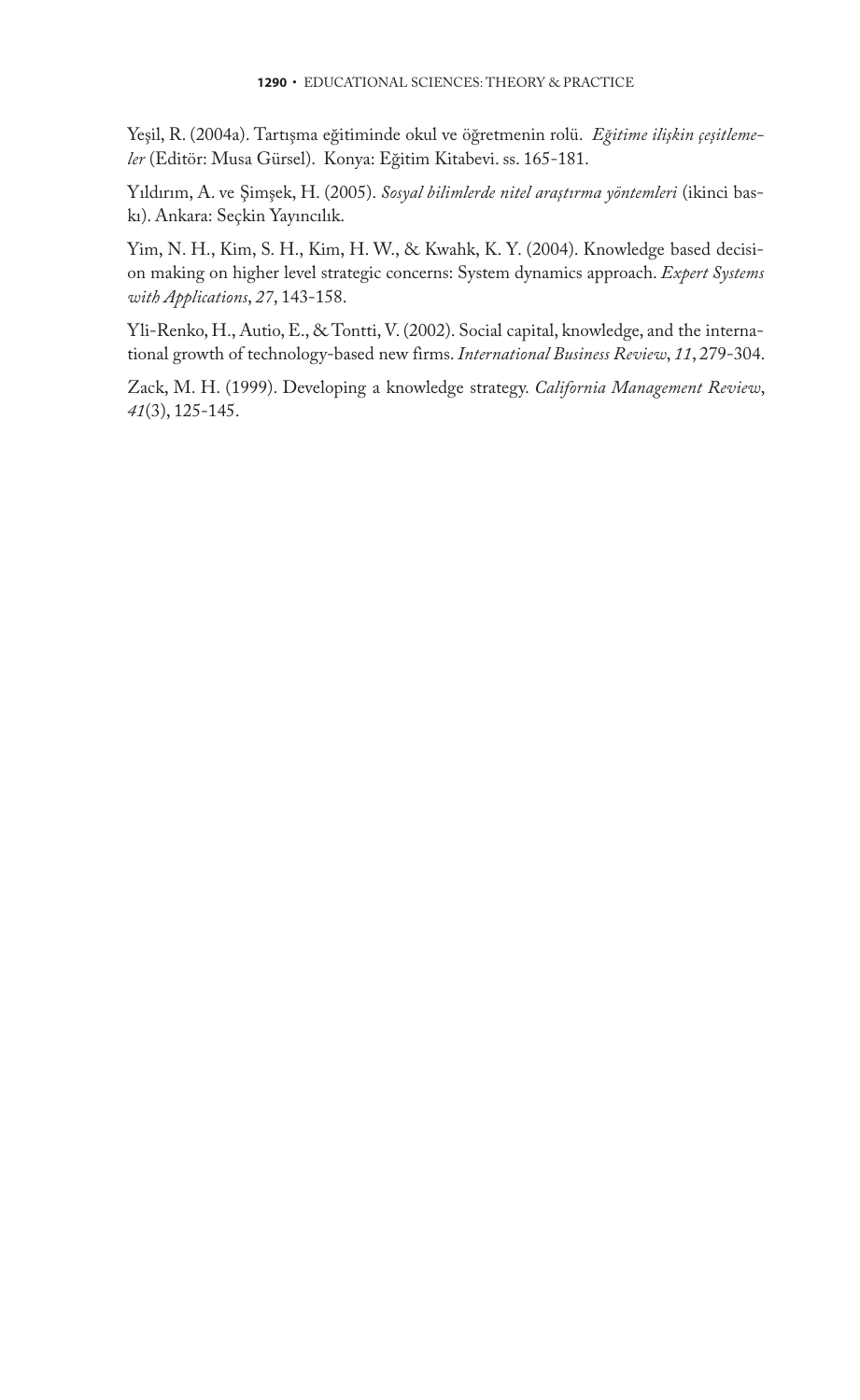Yeşil, R. (2004a). Tartışma eğitiminde okul ve öğretmenin rolü. *Eğitime ilişkin çeşitlemeler* (Editör: Musa Gürsel). Konya: Eğitim Kitabevi. ss. 165-181.

Yıldırım, A. ve Şimşek, H. (2005). *Sosyal bilimlerde nitel araştırma yöntemleri* (ikinci baskı). Ankara: Seçkin Yayıncılık.

Yim, N. H., Kim, S. H., Kim, H. W., & Kwahk, K. Y. (2004). Knowledge based decision making on higher level strategic concerns: System dynamics approach. *Expert Systems with Applications*, *27*, 143-158.

Yli-Renko, H., Autio, E., & Tontti, V. (2002). Social capital, knowledge, and the international growth of technology-based new firms. *International Business Review*, *11*, 279-304.

Zack, M. H. (1999). Developing a knowledge strategy. *California Management Review*, *41*(3), 125-145.